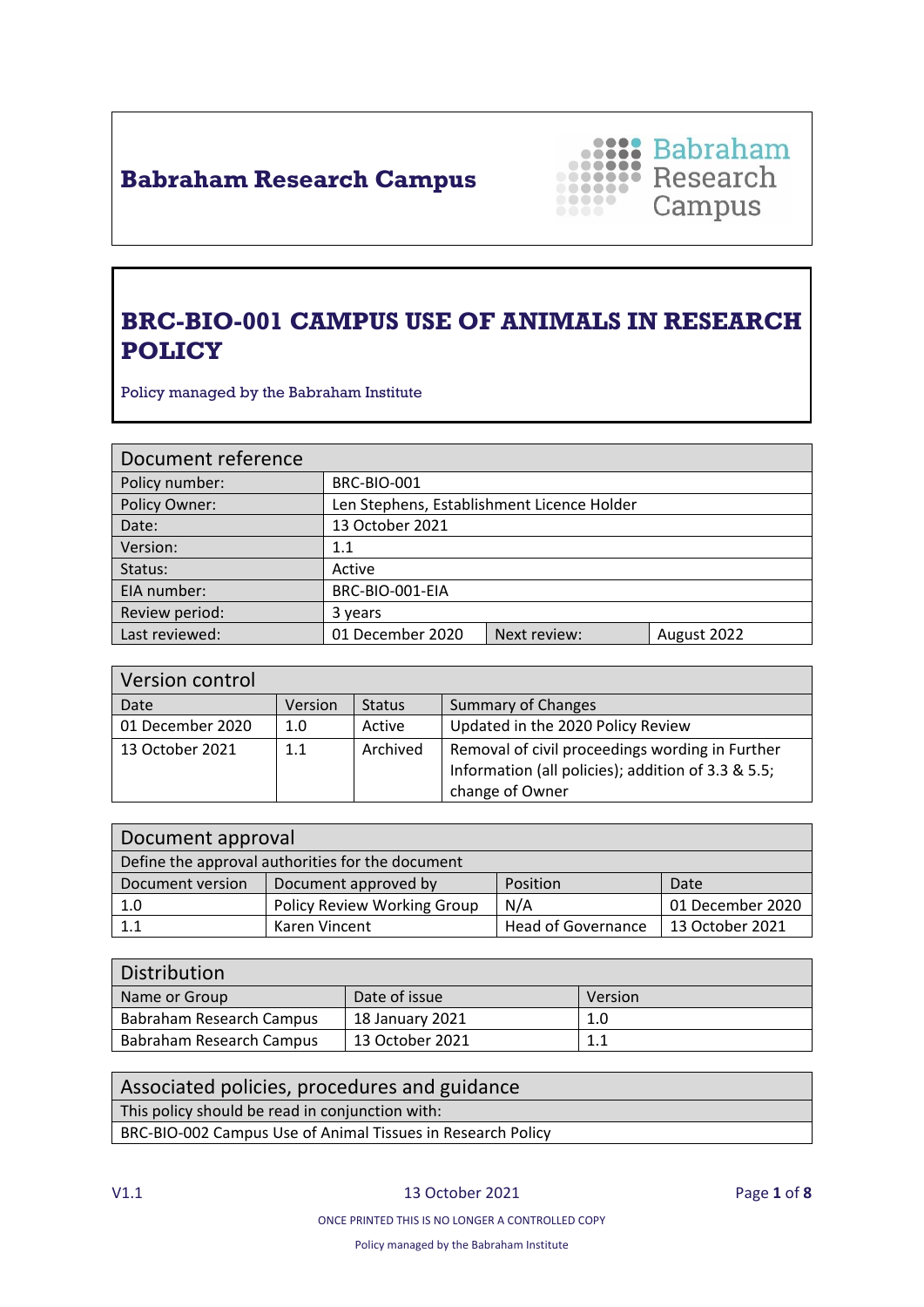**Babraham Research Campus**

# BRC-BIO-001 CAMPUS USE OF ANIMALS IN RESEARCH POLICY

Policy managed by the Babraham Institute

| Document reference | | | |
|---|---|---|---|
| Policy number: | BRC-BIO-001 | | |
| Policy Owner: | Len Stephens, Establishment Licence Holder | | |
| Date: | 13 October 2021 | | |
| Version: | 1.1 | | |
| Status: | Active | | |
| EIA number: | BRC-BIO-001-EIA | | |
| Review period: | 3 years | | |
| Last reviewed: | 01 December 2020 | Next review: | August 2022 |

| Version control | | | |
|---|---|---|---|
| Date | Version | Status | Summary of Changes |
| 01 December 2020 | 1.0 | Active | Updated in the 2020 Policy Review |
| 13 October 2021 | 1.1 | Archived | Removal of civil proceedings wording in Further Information (all policies); addition of 3.3 & 5.5; change of Owner |

| Document approval | | | |
|---|---|---|---|
| Define the approval authorities for the document | | | |
| Document version | Document approved by | Position | Date |
| 1.0 | Policy Review Working Group | N/A | 01 December 2020 |
| 1.1 | Karen Vincent | Head of Governance | 13 October 2021 |

| Distribution | | |
|---|---|---|
| Name or Group | Date of issue | Version |
| Babraham Research Campus | 18 January 2021 | 1.0 |
| Babraham Research Campus | 13 October 2021 | 1.1 |

| Associated policies, procedures and guidance |
|---|
| This policy should be read in conjunction with: |
| BRC-BIO-002 Campus Use of Animal Tissues in Research Policy |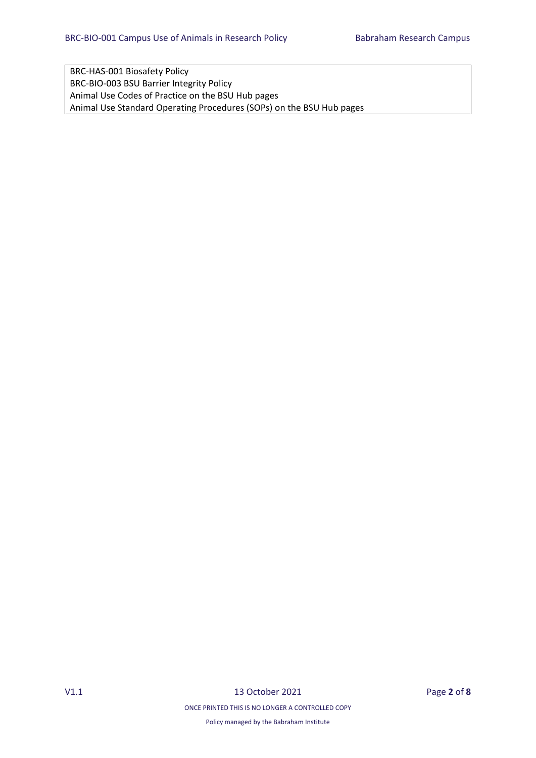| BRC-HAS-001 Biosafety Policy |
| --- |
| BRC-BIO-003 BSU Barrier Integrity Policy |
| Animal Use Codes of Practice on the BSU Hub pages |
| Animal Use Standard Operating Procedures (SOPs) on the BSU Hub pages |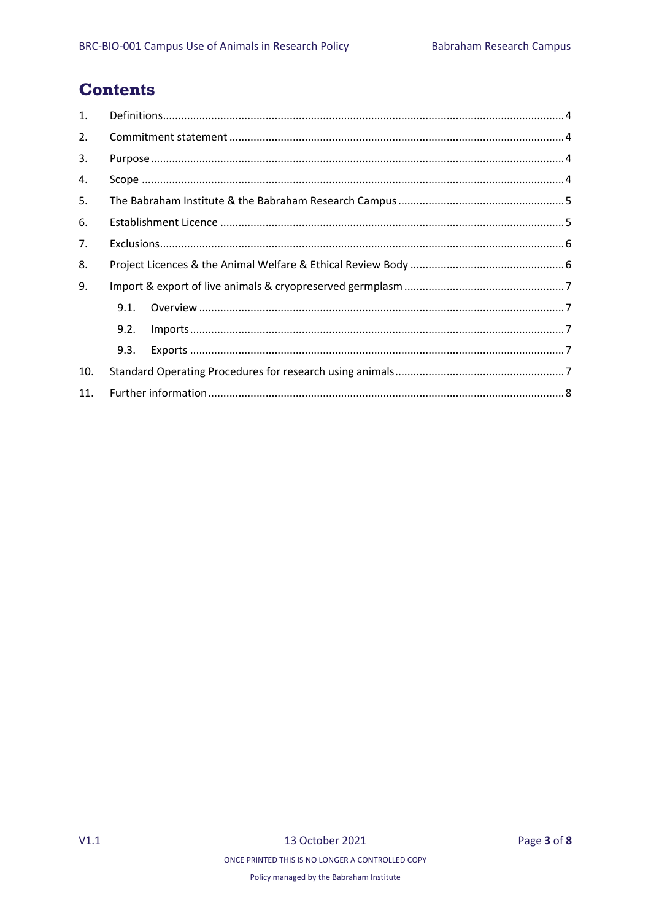# Contents

1. Definitions ..... 4
2. Commitment statement ..... 4
3. Purpose ..... 4
4. Scope ..... 4
5. The Babraham Institute & the Babraham Research Campus ..... 5
6. Establishment Licence ..... 5
7. Exclusions ..... 6
8. Project Licences & the Animal Welfare & Ethical Review Body ..... 6
9. Import & export of live animals & cryopreserved germplasm ..... 7
   - 9.1. Overview ..... 7
   - 9.2. Imports ..... 7
   - 9.3. Exports ..... 7
10. Standard Operating Procedures for research using animals ..... 7
11. Further information ..... 8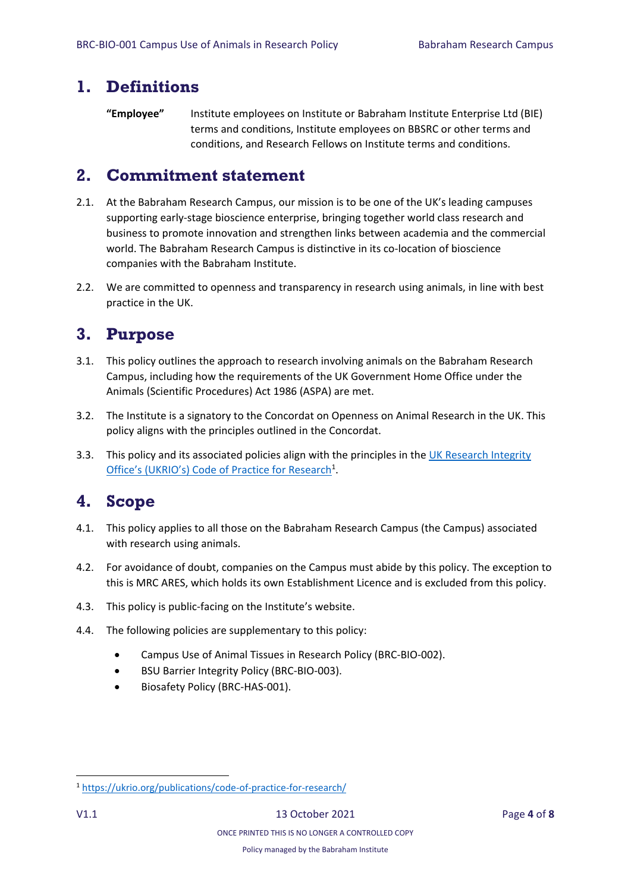# 1. Definitions

**"Employee"** Institute employees on Institute or Babraham Institute Enterprise Ltd (BIE) terms and conditions, Institute employees on BBSRC or other terms and conditions, and Research Fellows on Institute terms and conditions.

# 2. Commitment statement

2.1. At the Babraham Research Campus, our mission is to be one of the UK's leading campuses supporting early-stage bioscience enterprise, bringing together world class research and business to promote innovation and strengthen links between academia and the commercial world. The Babraham Research Campus is distinctive in its co-location of bioscience companies with the Babraham Institute.

2.2. We are committed to openness and transparency in research using animals, in line with best practice in the UK.

# 3. Purpose

3.1. This policy outlines the approach to research involving animals on the Babraham Research Campus, including how the requirements of the UK Government Home Office under the Animals (Scientific Procedures) Act 1986 (ASPA) are met.

3.2. The Institute is a signatory to the Concordat on Openness on Animal Research in the UK. This policy aligns with the principles outlined in the Concordat.

3.3. This policy and its associated policies align with the principles in the UK Research Integrity Office's (UKRIO's) Code of Practice for Research[1].

# 4. Scope

4.1. This policy applies to all those on the Babraham Research Campus (the Campus) associated with research using animals.

4.2. For avoidance of doubt, companies on the Campus must abide by this policy. The exception to this is MRC ARES, which holds its own Establishment Licence and is excluded from this policy.

4.3. This policy is public-facing on the Institute's website.

4.4. The following policies are supplementary to this policy:

- Campus Use of Animal Tissues in Research Policy (BRC-BIO-002).
- BSU Barrier Integrity Policy (BRC-BIO-003).
- Biosafety Policy (BRC-HAS-001).

[1] https://ukrio.org/publications/code-of-practice-for-research/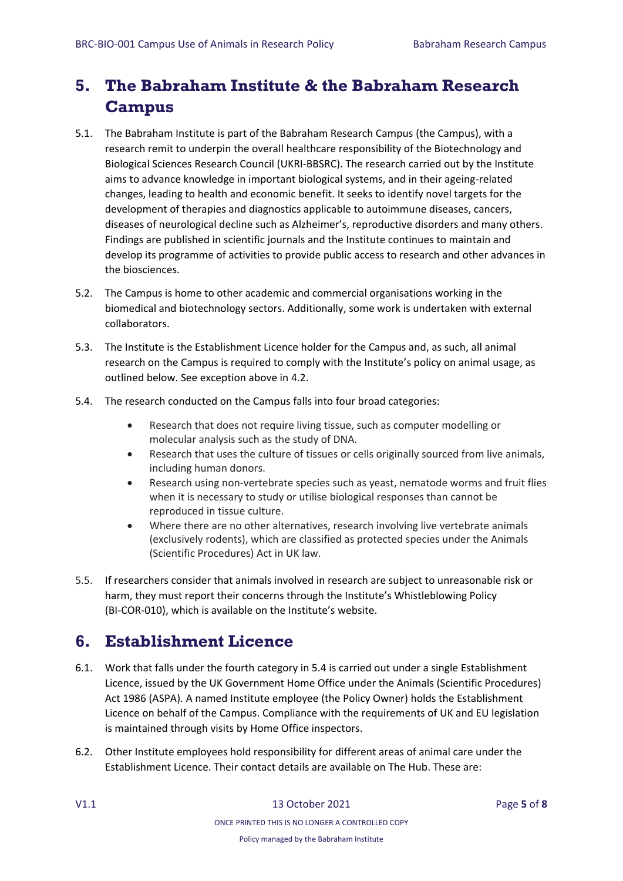## 5. The Babraham Institute & the Babraham Research Campus

5.1. The Babraham Institute is part of the Babraham Research Campus (the Campus), with a research remit to underpin the overall healthcare responsibility of the Biotechnology and Biological Sciences Research Council (UKRI-BBSRC). The research carried out by the Institute aims to advance knowledge in important biological systems, and in their ageing-related changes, leading to health and economic benefit. It seeks to identify novel targets for the development of therapies and diagnostics applicable to autoimmune diseases, cancers, diseases of neurological decline such as Alzheimer's, reproductive disorders and many others. Findings are published in scientific journals and the Institute continues to maintain and develop its programme of activities to provide public access to research and other advances in the biosciences.

5.2. The Campus is home to other academic and commercial organisations working in the biomedical and biotechnology sectors. Additionally, some work is undertaken with external collaborators.

5.3. The Institute is the Establishment Licence holder for the Campus and, as such, all animal research on the Campus is required to comply with the Institute's policy on animal usage, as outlined below. See exception above in 4.2.

5.4. The research conducted on the Campus falls into four broad categories:

- Research that does not require living tissue, such as computer modelling or molecular analysis such as the study of DNA.
- Research that uses the culture of tissues or cells originally sourced from live animals, including human donors.
- Research using non-vertebrate species such as yeast, nematode worms and fruit flies when it is necessary to study or utilise biological responses than cannot be reproduced in tissue culture.
- Where there are no other alternatives, research involving live vertebrate animals (exclusively rodents), which are classified as protected species under the Animals (Scientific Procedures) Act in UK law.

5.5. If researchers consider that animals involved in research are subject to unreasonable risk or harm, they must report their concerns through the Institute's Whistleblowing Policy (BI-COR-010), which is available on the Institute's website.

## 6. Establishment Licence

6.1. Work that falls under the fourth category in 5.4 is carried out under a single Establishment Licence, issued by the UK Government Home Office under the Animals (Scientific Procedures) Act 1986 (ASPA). A named Institute employee (the Policy Owner) holds the Establishment Licence on behalf of the Campus. Compliance with the requirements of UK and EU legislation is maintained through visits by Home Office inspectors.

6.2. Other Institute employees hold responsibility for different areas of animal care under the Establishment Licence. Their contact details are available on The Hub. These are: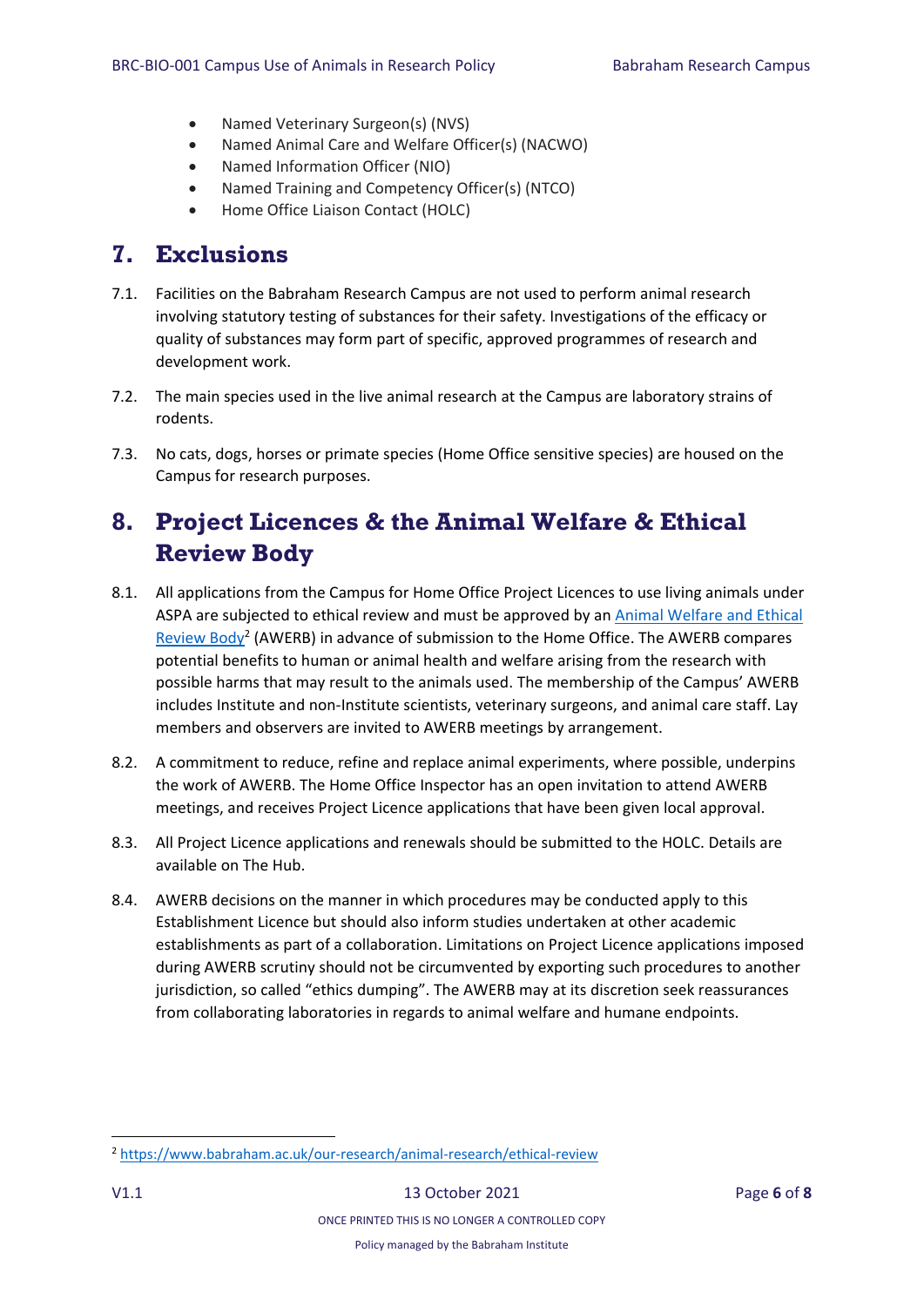- Named Veterinary Surgeon(s) (NVS)
- Named Animal Care and Welfare Officer(s) (NACWO)
- Named Information Officer (NIO)
- Named Training and Competency Officer(s) (NTCO)
- Home Office Liaison Contact (HOLC)

## 7. Exclusions

7.1. Facilities on the Babraham Research Campus are not used to perform animal research involving statutory testing of substances for their safety. Investigations of the efficacy or quality of substances may form part of specific, approved programmes of research and development work.

7.2. The main species used in the live animal research at the Campus are laboratory strains of rodents.

7.3. No cats, dogs, horses or primate species (Home Office sensitive species) are housed on the Campus for research purposes.

## 8. Project Licences & the Animal Welfare & Ethical Review Body

8.1. All applications from the Campus for Home Office Project Licences to use living animals under ASPA are subjected to ethical review and must be approved by an Animal Welfare and Ethical Review Body[2] (AWERB) in advance of submission to the Home Office. The AWERB compares potential benefits to human or animal health and welfare arising from the research with possible harms that may result to the animals used. The membership of the Campus' AWERB includes Institute and non-Institute scientists, veterinary surgeons, and animal care staff. Lay members and observers are invited to AWERB meetings by arrangement.

8.2. A commitment to reduce, refine and replace animal experiments, where possible, underpins the work of AWERB. The Home Office Inspector has an open invitation to attend AWERB meetings, and receives Project Licence applications that have been given local approval.

8.3. All Project Licence applications and renewals should be submitted to the HOLC. Details are available on The Hub.

8.4. AWERB decisions on the manner in which procedures may be conducted apply to this Establishment Licence but should also inform studies undertaken at other academic establishments as part of a collaboration. Limitations on Project Licence applications imposed during AWERB scrutiny should not be circumvented by exporting such procedures to another jurisdiction, so called "ethics dumping". The AWERB may at its discretion seek reassurances from collaborating laboratories in regards to animal welfare and humane endpoints.

---

[2] https://www.babraham.ac.uk/our-research/animal-research/ethical-review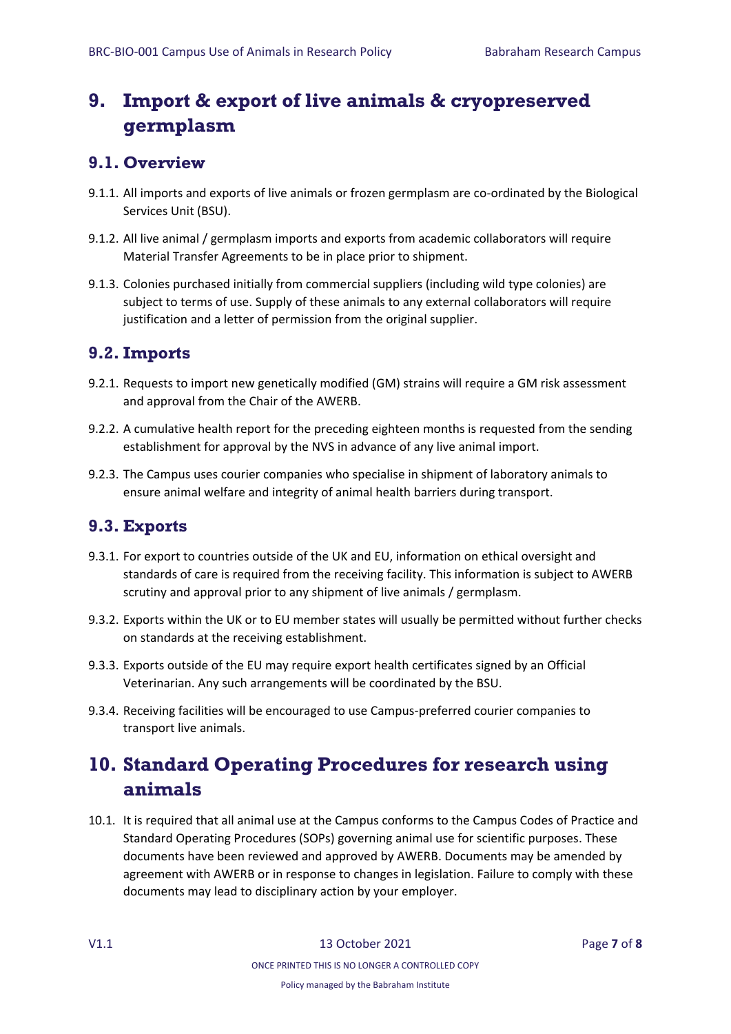# 9. Import & export of live animals & cryopreserved germplasm

## 9.1. Overview

9.1.1. All imports and exports of live animals or frozen germplasm are co-ordinated by the Biological Services Unit (BSU).

9.1.2. All live animal / germplasm imports and exports from academic collaborators will require Material Transfer Agreements to be in place prior to shipment.

9.1.3. Colonies purchased initially from commercial suppliers (including wild type colonies) are subject to terms of use. Supply of these animals to any external collaborators will require justification and a letter of permission from the original supplier.

## 9.2. Imports

9.2.1. Requests to import new genetically modified (GM) strains will require a GM risk assessment and approval from the Chair of the AWERB.

9.2.2. A cumulative health report for the preceding eighteen months is requested from the sending establishment for approval by the NVS in advance of any live animal import.

9.2.3. The Campus uses courier companies who specialise in shipment of laboratory animals to ensure animal welfare and integrity of animal health barriers during transport.

## 9.3. Exports

9.3.1. For export to countries outside of the UK and EU, information on ethical oversight and standards of care is required from the receiving facility. This information is subject to AWERB scrutiny and approval prior to any shipment of live animals / germplasm.

9.3.2. Exports within the UK or to EU member states will usually be permitted without further checks on standards at the receiving establishment.

9.3.3. Exports outside of the EU may require export health certificates signed by an Official Veterinarian. Any such arrangements will be coordinated by the BSU.

9.3.4. Receiving facilities will be encouraged to use Campus-preferred courier companies to transport live animals.

# 10. Standard Operating Procedures for research using animals

10.1. It is required that all animal use at the Campus conforms to the Campus Codes of Practice and Standard Operating Procedures (SOPs) governing animal use for scientific purposes. These documents have been reviewed and approved by AWERB. Documents may be amended by agreement with AWERB or in response to changes in legislation. Failure to comply with these documents may lead to disciplinary action by your employer.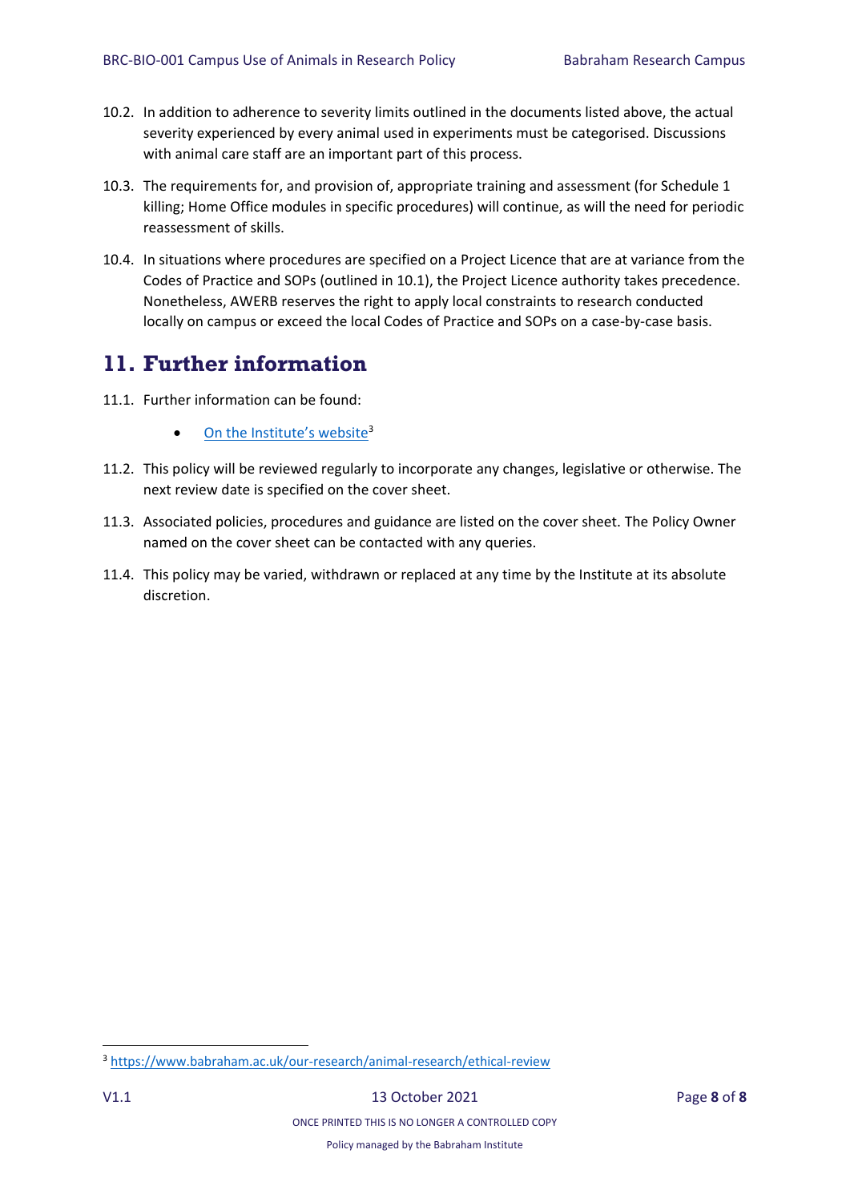10.2. In addition to adherence to severity limits outlined in the documents listed above, the actual severity experienced by every animal used in experiments must be categorised. Discussions with animal care staff are an important part of this process.

10.3. The requirements for, and provision of, appropriate training and assessment (for Schedule 1 killing; Home Office modules in specific procedures) will continue, as will the need for periodic reassessment of skills.

10.4. In situations where procedures are specified on a Project Licence that are at variance from the Codes of Practice and SOPs (outlined in 10.1), the Project Licence authority takes precedence. Nonetheless, AWERB reserves the right to apply local constraints to research conducted locally on campus or exceed the local Codes of Practice and SOPs on a case-by-case basis.

# 11. Further information

11.1. Further information can be found:

- On the Institute's website[3]

11.2. This policy will be reviewed regularly to incorporate any changes, legislative or otherwise. The next review date is specified on the cover sheet.

11.3. Associated policies, procedures and guidance are listed on the cover sheet. The Policy Owner named on the cover sheet can be contacted with any queries.

11.4. This policy may be varied, withdrawn or replaced at any time by the Institute at its absolute discretion.

---

[3] https://www.babraham.ac.uk/our-research/animal-research/ethical-review